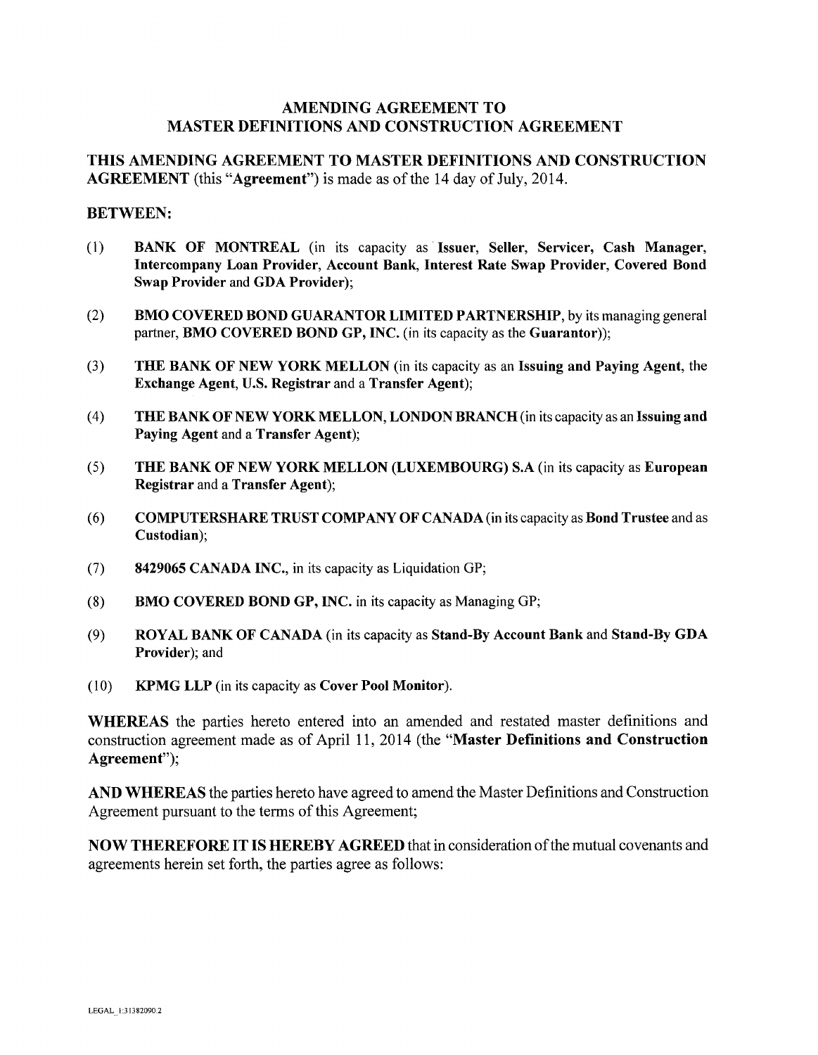# AMENDING AGREEMENT TO MASTER DEFINITIONS AND CONSTRUCTION AGREEMENT

**THIS AMENDING AGREEMENT TO MASTER DEFINITIONS AND CONSTRUCTION AGREEMENT** (this "**Agreement**") is made as of the 14 day of July, 2014.

**BETWEEN:**

(1) **BANK OF MONTREAL** (in its capacity as **Issuer, Seller, Servicer, Cash Manager, Intercompany Loan Provider, Account Bank, Interest Rate Swap Provider, Covered Bond Swap Provider** and **GDA Provider**);

(2) **BMO COVERED BOND GUARANTOR LIMITED PARTNERSHIP**, by its managing general partner, **BMO COVERED BOND GP, INC.** (in its capacity as the **Guarantor**));

(3) **THE BANK OF NEW YORK MELLON** (in its capacity as an **Issuing and Paying Agent**, the **Exchange Agent, U.S. Registrar** and a **Transfer Agent**);

(4) **THE BANK OF NEW YORK MELLON, LONDON BRANCH** (in its capacity as an **Issuing and Paying Agent** and a **Transfer Agent**);

(5) **THE BANK OF NEW YORK MELLON (LUXEMBOURG) S.A** (in its capacity as **European Registrar** and a **Transfer Agent**);

(6) **COMPUTERSHARE TRUST COMPANY OF CANADA** (in its capacity as **Bond Trustee** and as **Custodian**);

(7) **8429065 CANADA INC.**, in its capacity as Liquidation GP;

(8) **BMO COVERED BOND GP, INC.** in its capacity as Managing GP;

(9) **ROYAL BANK OF CANADA** (in its capacity as **Stand-By Account Bank** and **Stand-By GDA Provider**); and

(10) **KPMG LLP** (in its capacity as **Cover Pool Monitor**).

**WHEREAS** the parties hereto entered into an amended and restated master definitions and construction agreement made as of April 11, 2014 (the "**Master Definitions and Construction Agreement**");

**AND WHEREAS** the parties hereto have agreed to amend the Master Definitions and Construction Agreement pursuant to the terms of this Agreement;

**NOW THEREFORE IT IS HEREBY AGREED** that in consideration of the mutual covenants and agreements herein set forth, the parties agree as follows: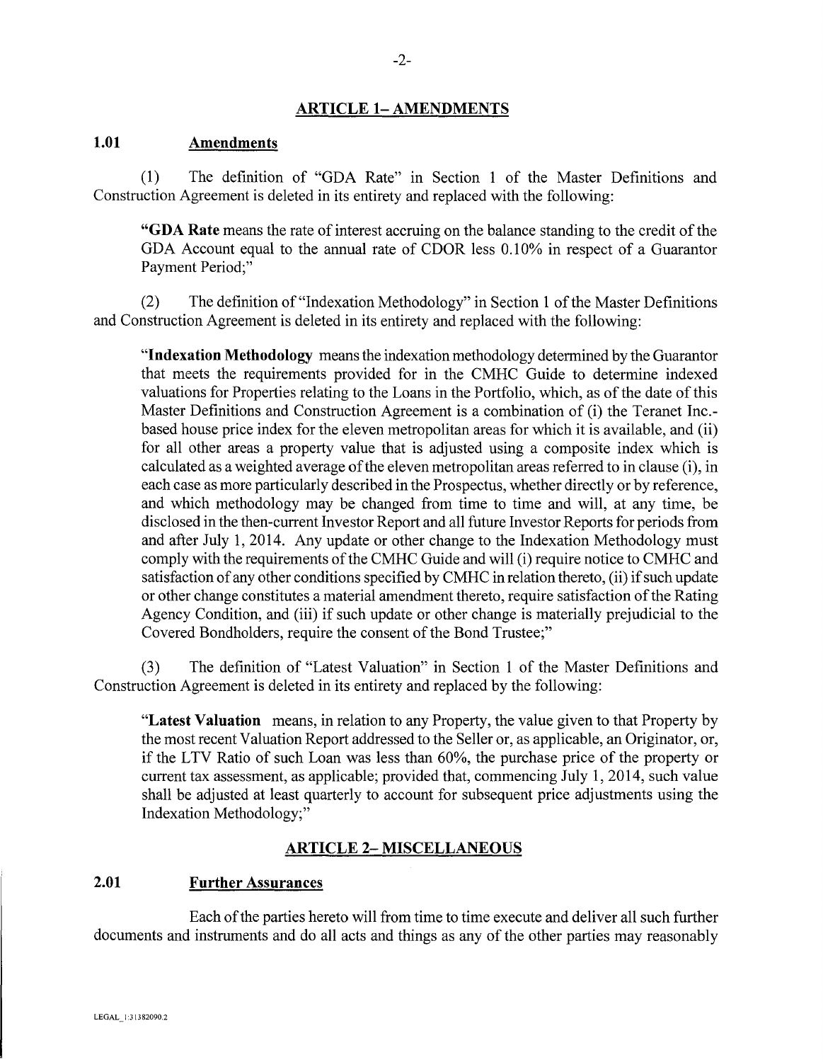## ARTICLE 1– AMENDMENTS

### 1.01 Amendments

(1) The definition of "GDA Rate" in Section 1 of the Master Definitions and Construction Agreement is deleted in its entirety and replaced with the following:

> "**GDA Rate** means the rate of interest accruing on the balance standing to the credit of the GDA Account equal to the annual rate of CDOR less 0.10% in respect of a Guarantor Payment Period;"

(2) The definition of "Indexation Methodology" in Section 1 of the Master Definitions and Construction Agreement is deleted in its entirety and replaced with the following:

> "**Indexation Methodology** means the indexation methodology determined by the Guarantor that meets the requirements provided for in the CMHC Guide to determine indexed valuations for Properties relating to the Loans in the Portfolio, which, as of the date of this Master Definitions and Construction Agreement is a combination of (i) the Teranet Inc.-based house price index for the eleven metropolitan areas for which it is available, and (ii) for all other areas a property value that is adjusted using a composite index which is calculated as a weighted average of the eleven metropolitan areas referred to in clause (i), in each case as more particularly described in the Prospectus, whether directly or by reference, and which methodology may be changed from time to time and will, at any time, be disclosed in the then-current Investor Report and all future Investor Reports for periods from and after July 1, 2014. Any update or other change to the Indexation Methodology must comply with the requirements of the CMHC Guide and will (i) require notice to CMHC and satisfaction of any other conditions specified by CMHC in relation thereto, (ii) if such update or other change constitutes a material amendment thereto, require satisfaction of the Rating Agency Condition, and (iii) if such update or other change is materially prejudicial to the Covered Bondholders, require the consent of the Bond Trustee;"

(3) The definition of "Latest Valuation" in Section 1 of the Master Definitions and Construction Agreement is deleted in its entirety and replaced by the following:

> "**Latest Valuation** means, in relation to any Property, the value given to that Property by the most recent Valuation Report addressed to the Seller or, as applicable, an Originator, or, if the LTV Ratio of such Loan was less than 60%, the purchase price of the property or current tax assessment, as applicable; provided that, commencing July 1, 2014, such value shall be adjusted at least quarterly to account for subsequent price adjustments using the Indexation Methodology;"

## ARTICLE 2– MISCELLANEOUS

### 2.01 Further Assurances

Each of the parties hereto will from time to time execute and deliver all such further documents and instruments and do all acts and things as any of the other parties may reasonably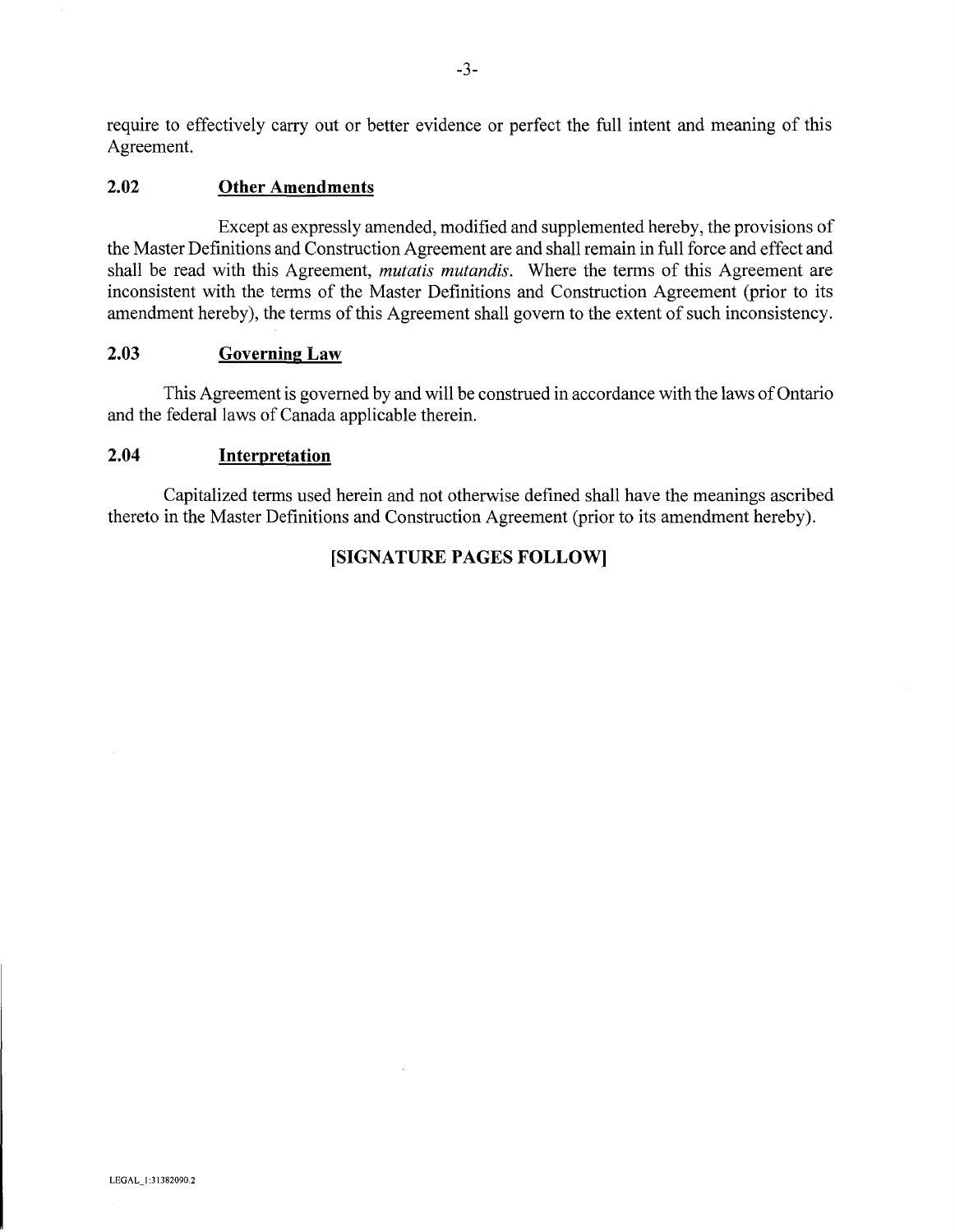require to effectively carry out or better evidence or perfect the full intent and meaning of this Agreement.

### 2.02 Other Amendments

Except as expressly amended, modified and supplemented hereby, the provisions of the Master Definitions and Construction Agreement are and shall remain in full force and effect and shall be read with this Agreement, *mutatis mutandis*. Where the terms of this Agreement are inconsistent with the terms of the Master Definitions and Construction Agreement (prior to its amendment hereby), the terms of this Agreement shall govern to the extent of such inconsistency.

### 2.03 Governing Law

This Agreement is governed by and will be construed in accordance with the laws of Ontario and the federal laws of Canada applicable therein.

### 2.04 Interpretation

Capitalized terms used herein and not otherwise defined shall have the meanings ascribed thereto in the Master Definitions and Construction Agreement (prior to its amendment hereby).

**[SIGNATURE PAGES FOLLOW]**

LEGAL_1:31382090.2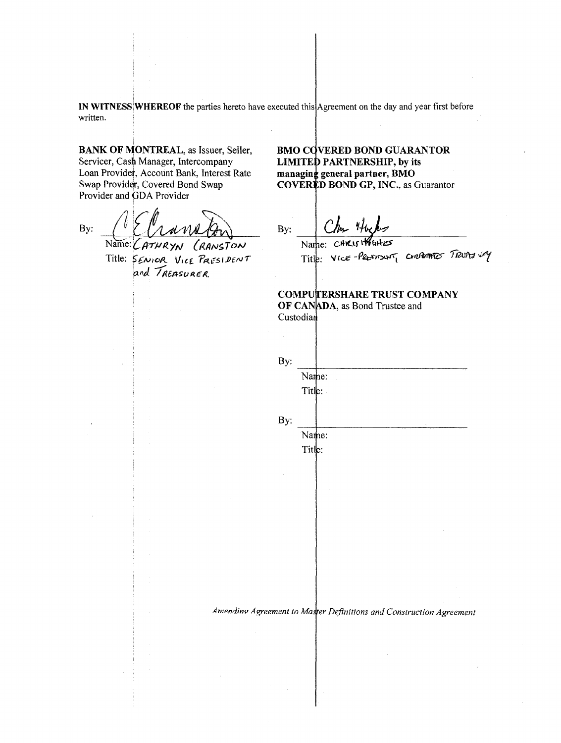**IN WITNESS WHEREOF** the parties hereto have executed this Agreement on the day and year first before written.

**BANK OF MONTREAL**, as Issuer, Seller, Servicer, Cash Manager, Intercompany Loan Provider, Account Bank, Interest Rate Swap Provider, Covered Bond Swap Provider and GDA Provider

By: _________________________
Name: CATHRYN CRANSTON
Title: SENIOR VICE PRESIDENT and TREASURER

**BMO COVERED BOND GUARANTOR LIMITED PARTNERSHIP, by its managing general partner, BMO COVERED BOND GP, INC.**, as Guarantor

By: _________________________
Name: CHRIS HUGHES
Title: VICE-PRESIDENT, CORPORATE TREASURY

**COMPUTERSHARE TRUST COMPANY OF CANADA**, as Bond Trustee and Custodian

By: _________________________
Name:
Title:

By: _________________________
Name:
Title:

*Amending Agreement to Master Definitions and Construction Agreement*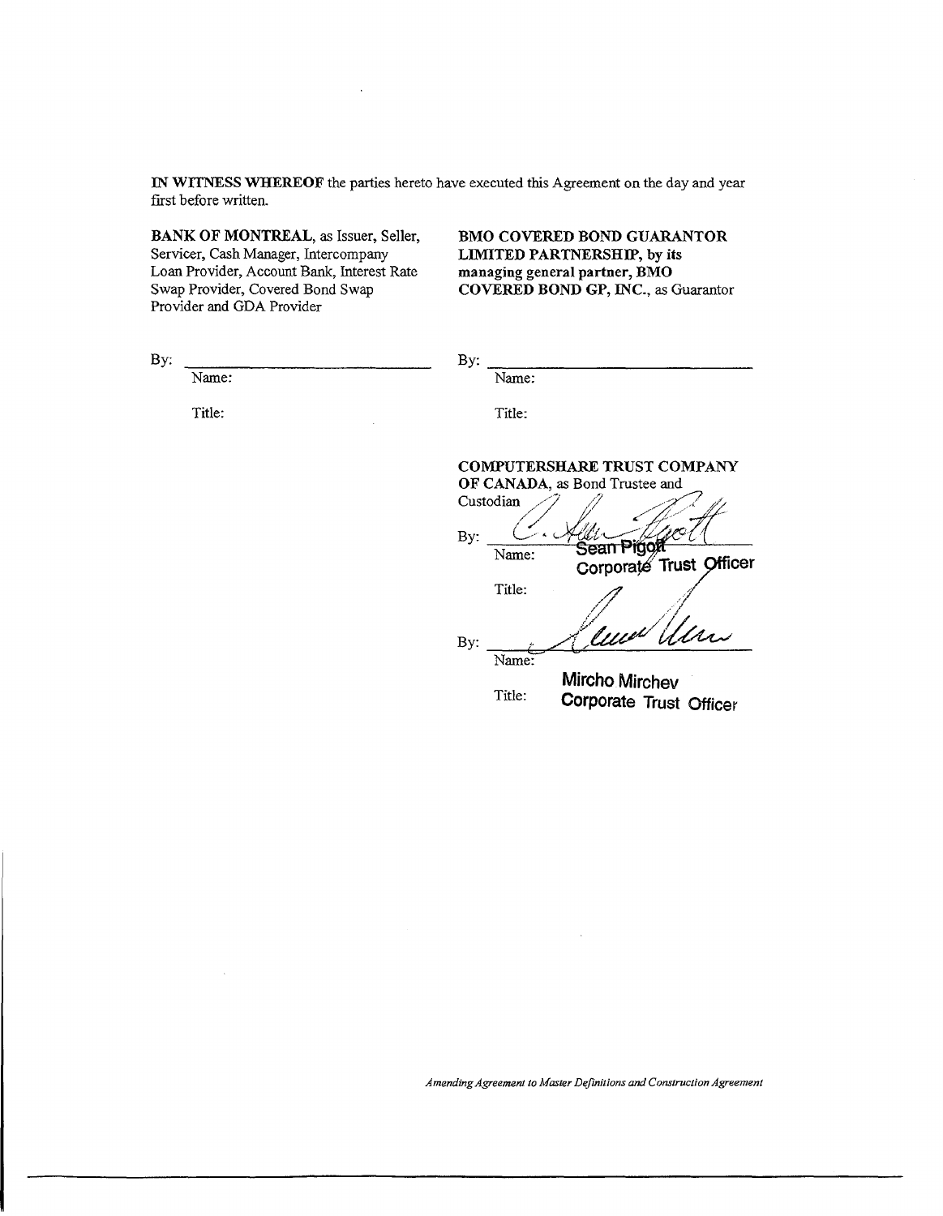**IN WITNESS WHEREOF** the parties hereto have executed this Agreement on the day and year first before written.

**BANK OF MONTREAL**, as Issuer, Seller, Servicer, Cash Manager, Intercompany Loan Provider, Account Bank, Interest Rate Swap Provider, Covered Bond Swap Provider and GDA Provider

By: ______________________________

Name:

Title:

**BMO COVERED BOND GUARANTOR LIMITED PARTNERSHIP, by its managing general partner, BMO COVERED BOND GP, INC.**, as Guarantor

By: ______________________________

Name:

Title:

**COMPUTERSHARE TRUST COMPANY OF CANADA**, as Bond Trustee and Custodian

By: ______________________________

Name: Sean Pigott

Title: Corporate Trust Officer

By: ______________________________

Name: Mircho Mirchev

Title: Corporate Trust Officer

*Amending Agreement to Master Definitions and Construction Agreement*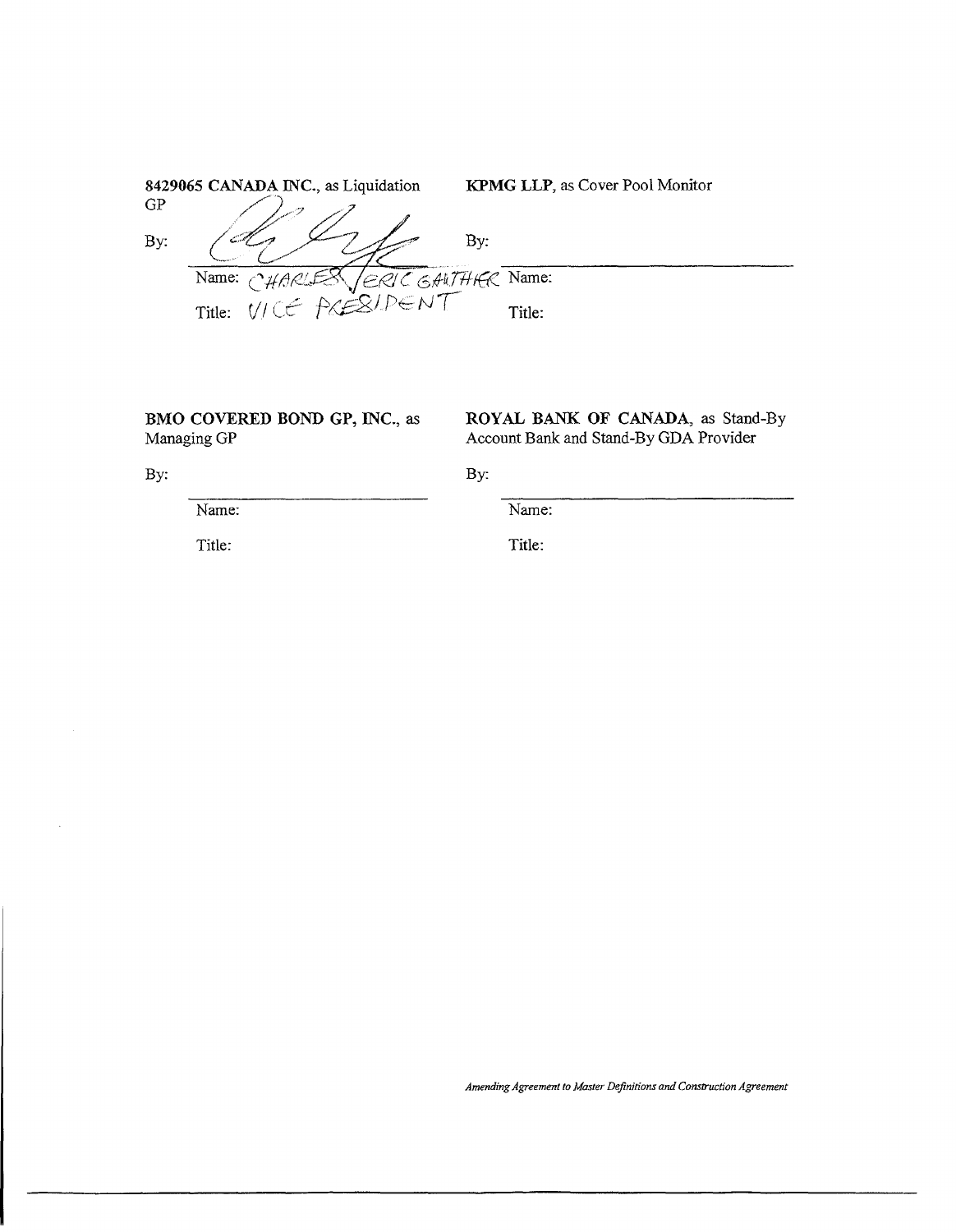**8429065 CANADA INC.**, as Liquidation GP

By: ______________________

Name: CHARLES ERIC GAUTHIER

Title: VICE PRESIDENT

**KPMG LLP**, as Cover Pool Monitor

By: ______________________

Name:

Title:

**BMO COVERED BOND GP, INC.**, as Managing GP

By: ______________________

Name:

Title:

**ROYAL BANK OF CANADA**, as Stand-By Account Bank and Stand-By GDA Provider

By: ______________________

Name:

Title:

*Amending Agreement to Master Definitions and Construction Agreement*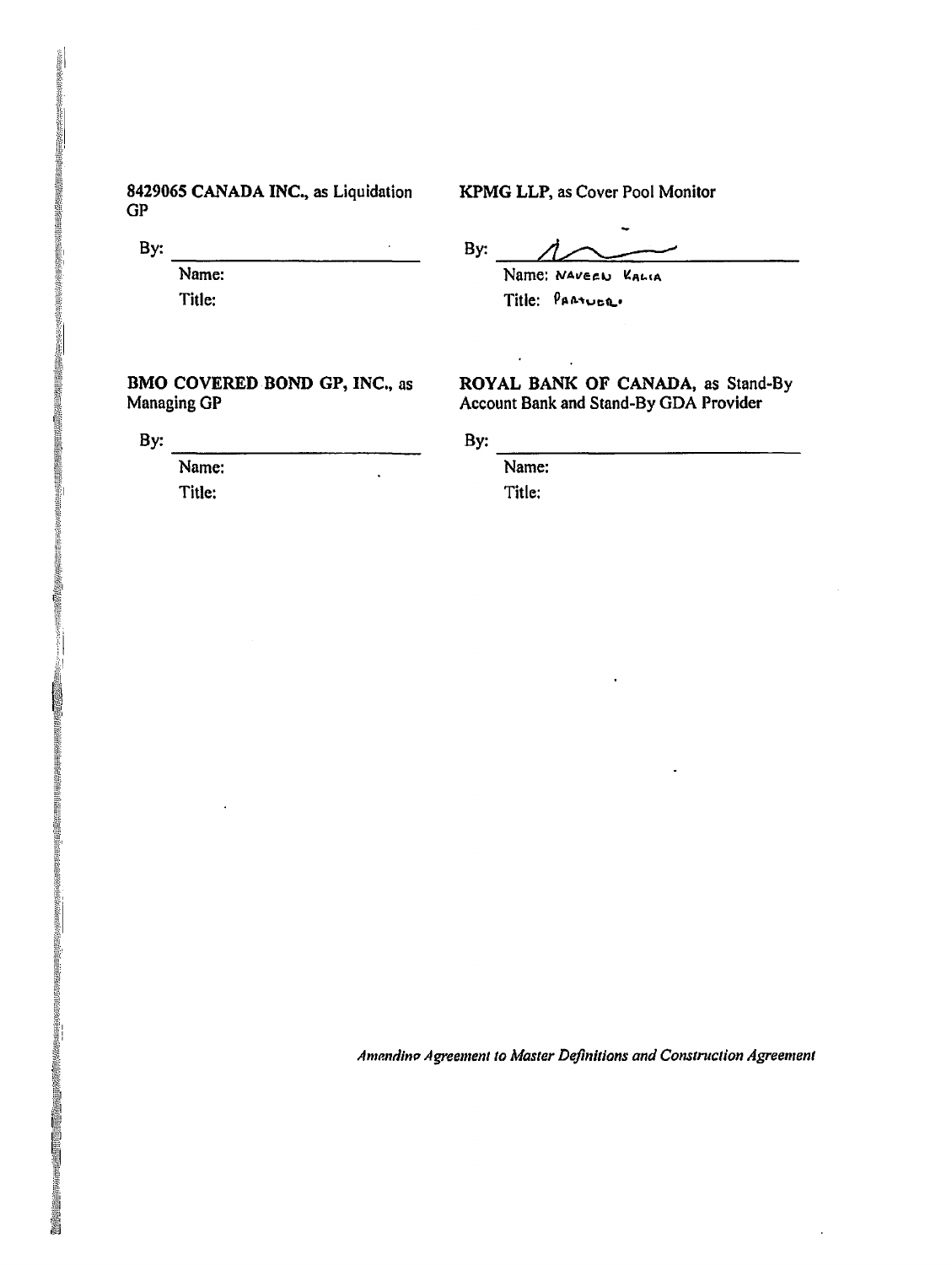**8429065 CANADA INC.**, as Liquidation GP

By: \_\_\_\_\_\_\_\_\_\_\_\_\_\_\_\_\_\_\_\_\_\_\_\_

Name:

Title:

**KPMG LLP**, as Cover Pool Monitor

By: \_\_\_\_\_\_\_\_\_\_\_\_\_\_\_\_\_\_\_\_\_\_\_\_

Name: NAVEEN KALIA

Title: PARTNER

**BMO COVERED BOND GP, INC.**, as Managing GP

By: \_\_\_\_\_\_\_\_\_\_\_\_\_\_\_\_\_\_\_\_\_\_\_\_

Name:

Title:

**ROYAL BANK OF CANADA**, as Stand-By Account Bank and Stand-By GDA Provider

By: \_\_\_\_\_\_\_\_\_\_\_\_\_\_\_\_\_\_\_\_\_\_\_\_

Name:

Title:

*Amending Agreement to Master Definitions and Construction Agreement*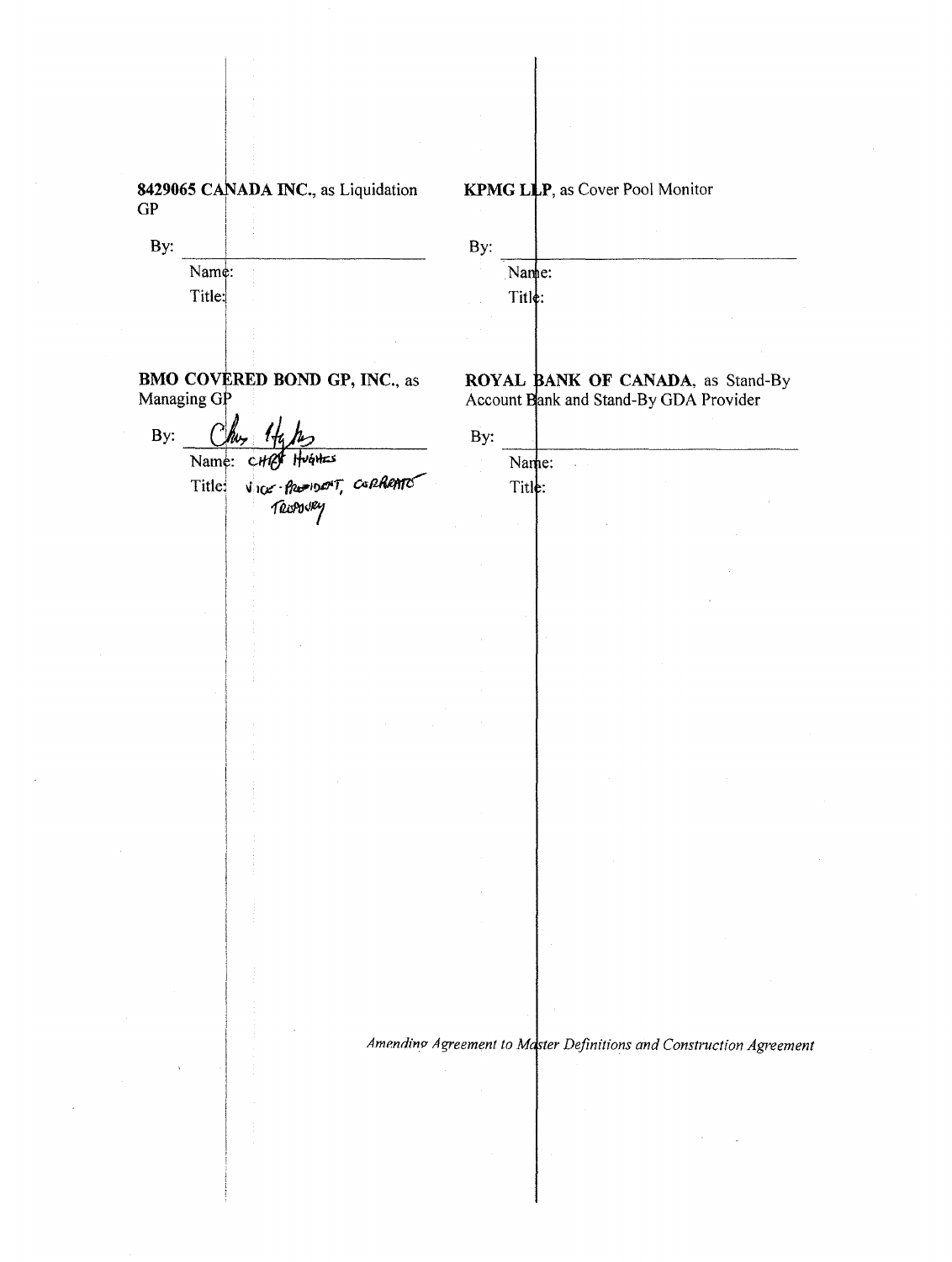**8429065 CANADA INC.**, as Liquidation GP

By: ______________________________

Name:

Title:

**KPMG LLP**, as Cover Pool Monitor

By: ______________________________

Name:

Title:

**BMO COVERED BOND GP, INC.**, as Managing GP

By: ______________________________

Name: CHRIS HUGHES

Title: VICE-PRESIDENT, CORPORATE TREASURY

**ROYAL BANK OF CANADA**, as Stand-By Account Bank and Stand-By GDA Provider

By: ______________________________

Name:

Title:

*Amending Agreement to Master Definitions and Construction Agreement*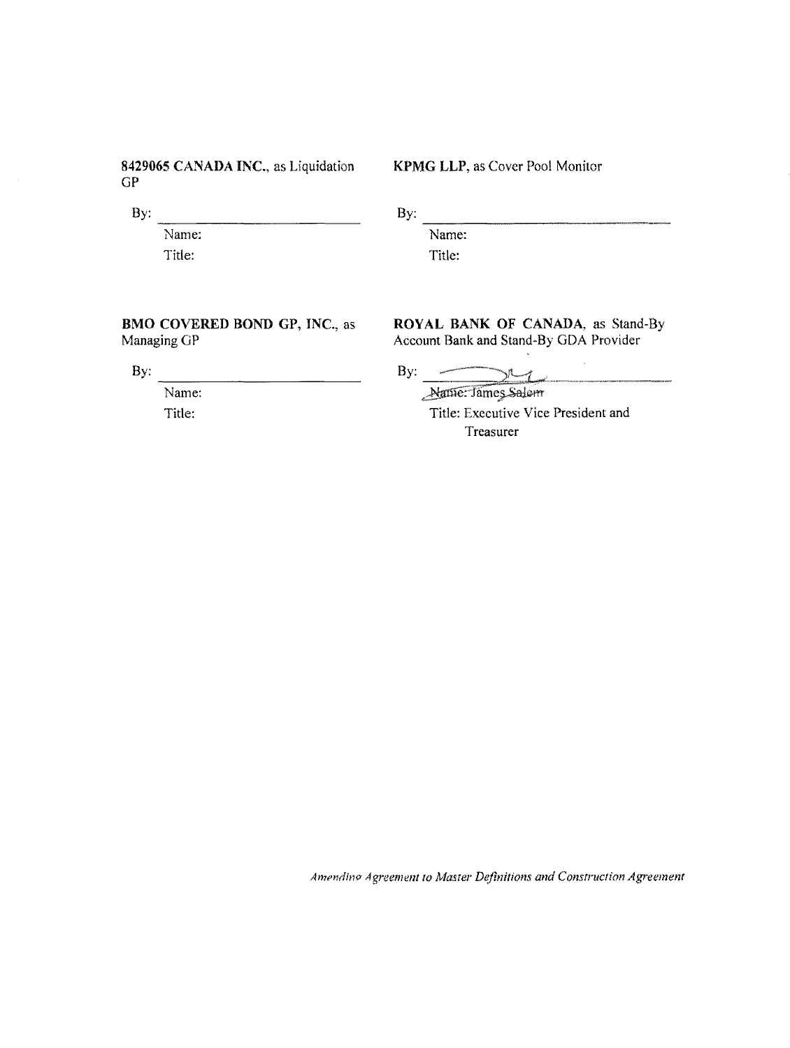**8429065 CANADA INC.**, as Liquidation GP

By: ______________________________

Name:

Title:

**KPMG LLP**, as Cover Pool Monitor

By: ______________________________

Name:

Title:

**BMO COVERED BOND GP, INC.**, as Managing GP

By: ______________________________

Name:

Title:

**ROYAL BANK OF CANADA**, as Stand-By Account Bank and Stand-By GDA Provider

By: ______________________________

Name: James Salem

Title: Executive Vice President and Treasurer

*Amending Agreement to Master Definitions and Construction Agreement*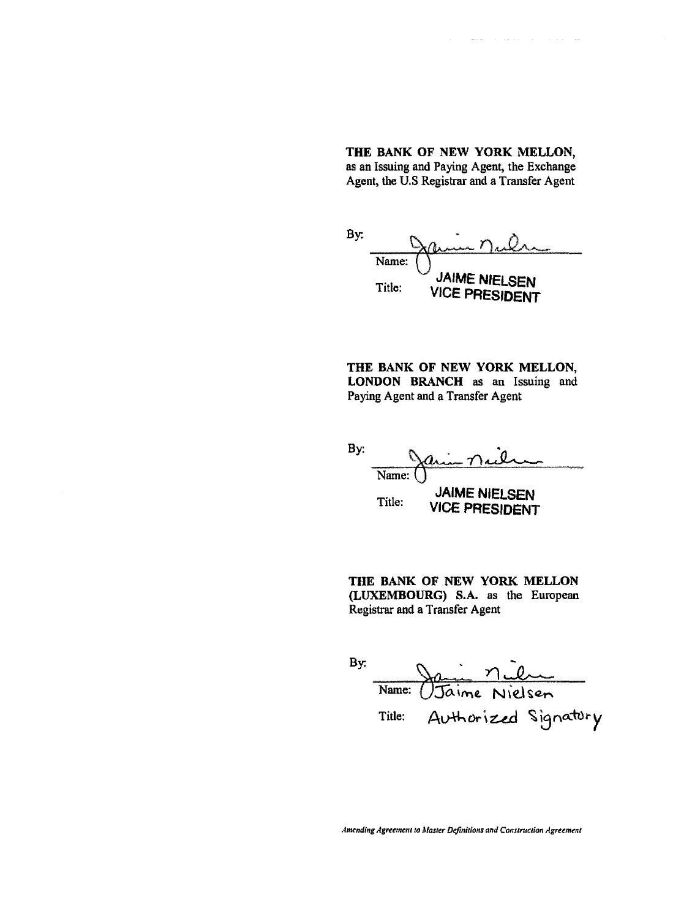**THE BANK OF NEW YORK MELLON,**
as an Issuing and Paying Agent, the Exchange Agent, the U.S Registrar and a Transfer Agent

By: ______________________
Name: JAIME NIELSEN
Title: VICE PRESIDENT

**THE BANK OF NEW YORK MELLON, LONDON BRANCH** as an Issuing and Paying Agent and a Transfer Agent

By: ______________________
Name: JAIME NIELSEN
Title: VICE PRESIDENT

**THE BANK OF NEW YORK MELLON (LUXEMBOURG) S.A.** as the European Registrar and a Transfer Agent

By: ______________________
Name: Jaime Nielsen
Title: Authorized Signatory

*Amending Agreement to Master Definitions and Construction Agreement*